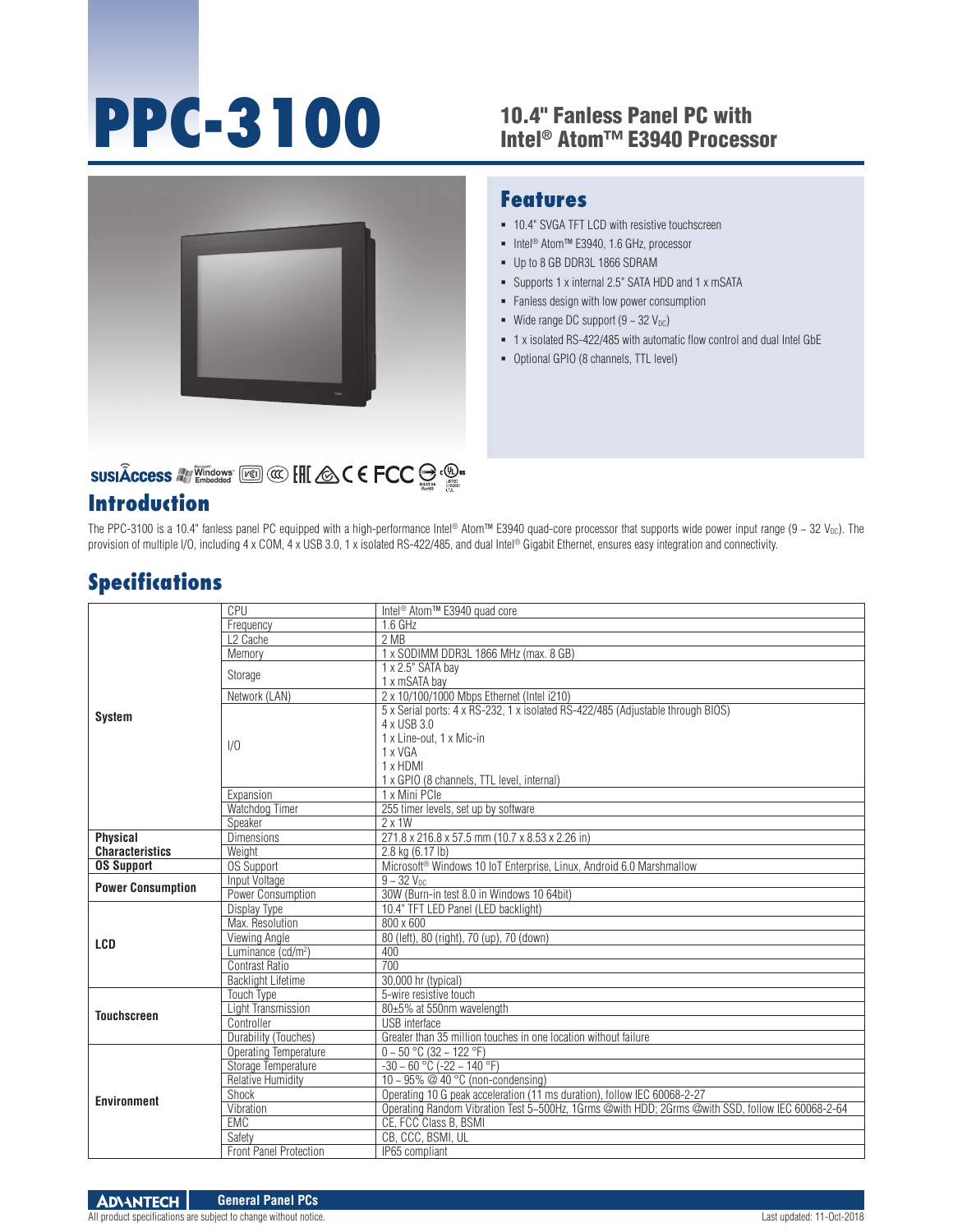# PPC-3100

## 10.4" Fanless Panel PC with Intel® Atom™ E3940 Processor

## Features

- 10.4" SVGA TFT LCD with resistive touchscreen
- Intel® Atom™ E3940, 1.6 GHz, processor
- Up to 8 GB DDR3L 1866 SDRAM
- Supports 1 x internal 2.5" SATA HDD and 1 x mSATA
- Fanless design with low power consumption
- Wide range DC support (9 ~ 32 $V_{DC}$)
- 1 x isolated RS-422/485 with automatic flow control and dual Intel GbE
- Optional GPIO (8 channels, TTL level)

## Introduction

The PPC-3100 is a 10.4" fanless panel PC equipped with a high-performance Intel® Atom™ E3940 quad-core processor that supports wide power input range (9 ~ 32 $V_{DC}$). The provision of multiple I/O, including 4 x COM, 4 x USB 3.0, 1 x isolated RS-422/485, and dual Intel® Gigabit Ethernet, ensures easy integration and connectivity.

## Specifications

| | | |
|---|---|---|
| **System** | CPU | Intel® Atom™ E3940 quad core |
| | Frequency | 1.6 GHz |
| | L2 Cache | 2 MB |
| | Memory | 1 x SODIMM DDR3L 1866 MHz (max. 8 GB) |
| | Storage | 1 x 2.5" SATA bay<br>1 x mSATA bay |
| | Network (LAN) | 2 x 10/100/1000 Mbps Ethernet (Intel i210) |
| | I/O | 5 x Serial ports: 4 x RS-232, 1 x isolated RS-422/485 (Adjustable through BIOS)<br>4 x USB 3.0<br>1 x Line-out, 1 x Mic-in<br>1 x VGA<br>1 x HDMI<br>1 x GPIO (8 channels, TTL level, internal) |
| | Expansion | 1 x Mini PCIe |
| | Watchdog Timer | 255 timer levels, set up by software |
| | Speaker | 2 x 1W |
| **Physical Characteristics** | Dimensions | 271.8 x 216.8 x 57.5 mm (10.7 x 8.53 x 2.26 in) |
| | Weight | 2.8 kg (6.17 lb) |
| **OS Support** | OS Support | Microsoft® Windows 10 IoT Enterprise, Linux, Android 6.0 Marshmallow |
| **Power Consumption** | Input Voltage | 9 ~ 32 $V_{DC}$ |
| | Power Consumption | 30W (Burn-in test 8.0 in Windows 10 64bit) |
| **LCD** | Display Type | 10.4" TFT LED Panel (LED backlight) |
| | Max. Resolution | 800 x 600 |
| | Viewing Angle | 80 (left), 80 (right), 70 (up), 70 (down) |
| | Luminance (cd/m²) | 400 |
| | Contrast Ratio | 700 |
| | Backlight Lifetime | 30,000 hr (typical) |
| **Touchscreen** | Touch Type | 5-wire resistive touch |
| | Light Transmission | 80±5% at 550nm wavelength |
| | Controller | USB interface |
| | Durability (Touches) | Greater than 35 million touches in one location without failure |
| **Environment** | Operating Temperature | 0 ~ 50 °C (32 ~ 122 °F) |
| | Storage Temperature | -30 ~ 60 °C (-22 ~ 140 °F) |
| | Relative Humidity | 10 ~ 95% @ 40 °C (non-condensing) |
| | Shock | Operating 10 G peak acceleration (11 ms duration), follow IEC 60068-2-27 |
| | Vibration | Operating Random Vibration Test 5~500Hz, 1Grms @with HDD; 2Grms @with SSD, follow IEC 60068-2-64 |
| | EMC | CE, FCC Class B, BSMI |
| | Safety | CB, CCC, BSMI, UL |
| | Front Panel Protection | IP65 compliant |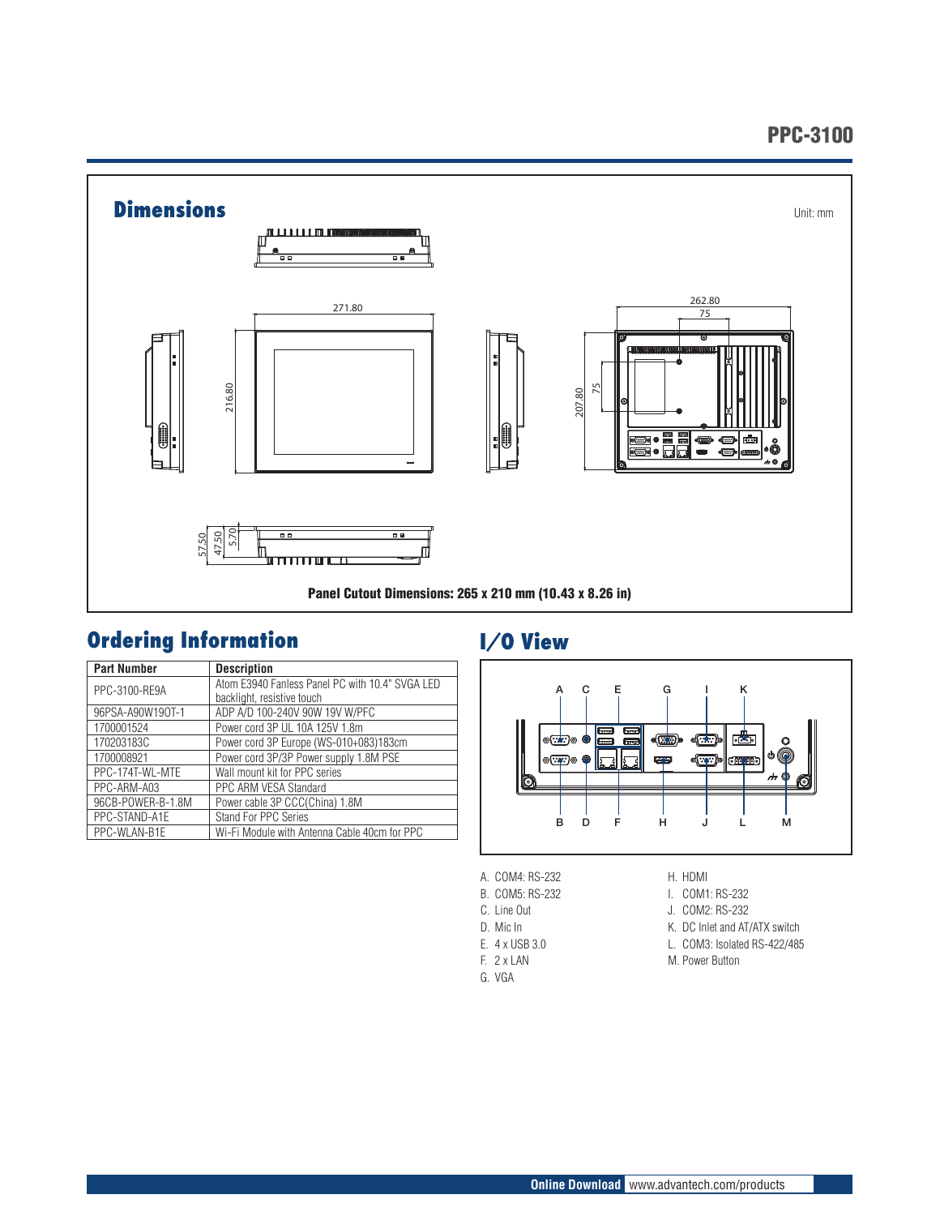## Dimensions

Unit: mm

271.80

216.80

262.80

75

207.80

75

57.50

47.50

5.70

**Panel Cutout Dimensions: 265 x 210 mm (10.43 x 8.26 in)**

## Ordering Information

| Part Number | Description |
|---|---|
| PPC-3100-RE9A | Atom E3940 Fanless Panel PC with 10.4" SVGA LED backlight, resistive touch |
| 96PSA-A90W19OT-1 | ADP A/D 100-240V 90W 19V W/PFC |
| 1700001524 | Power cord 3P UL 10A 125V 1.8m |
| 170203183C | Power cord 3P Europe (WS-010+083)183cm |
| 1700008921 | Power cord 3P/3P Power supply 1.8M PSE |
| PPC-174T-WL-MTE | Wall mount kit for PPC series |
| PPC-ARM-A03 | PPC ARM VESA Standard |
| 96CB-POWER-B-1.8M | Power cable 3P CCC(China) 1.8M |
| PPC-STAND-A1E | Stand For PPC Series |
| PPC-WLAN-B1E | Wi-Fi Module with Antenna Cable 40cm for PPC |

## I/O View

A C E G I K

B D F H J L M

A. COM4: RS-232
B. COM5: RS-232
C. Line Out
D. Mic In
E. 4 x USB 3.0
F. 2 x LAN
G. VGA
H. HDMI
I. COM1: RS-232
J. COM2: RS-232
K. DC Inlet and AT/ATX switch
L. COM3: Isolated RS-422/485
M. Power Button